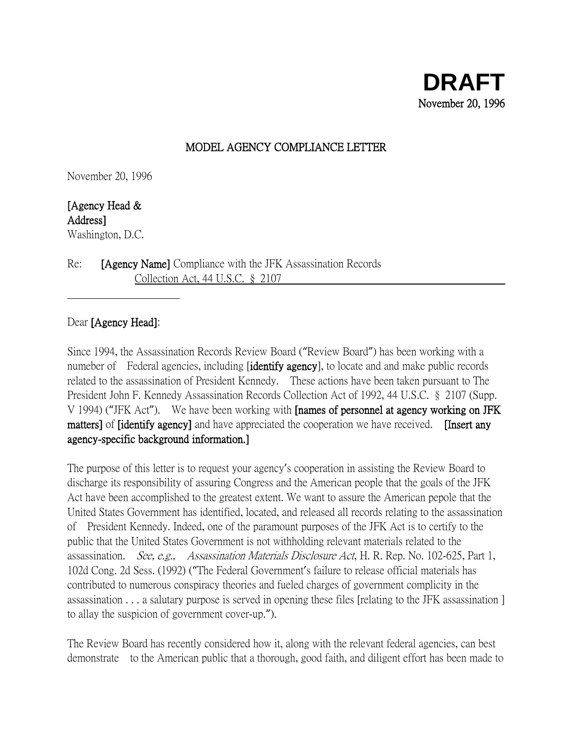**DRAFT**

**November 20, 1996**

**MODEL AGENCY COMPLIANCE LETTER**

November 20, 1996

**[Agency Head & Address]**
Washington, D.C.

Re: **[Agency Name]** Compliance with the JFK Assassination Records Collection Act, 44 U.S.C. § 2107

Dear **[Agency Head]**:

Since 1994, the Assassination Records Review Board ("Review Board") has been working with a numeber of Federal agencies, including [**identify agency**], to locate and and make public records related to the assassination of President Kennedy. These actions have been taken pursuant to The President John F. Kennedy Assassination Records Collection Act of 1992, 44 U.S.C. § 2107 (Supp. V 1994) ("JFK Act"). We have been working with **[names of personnel at agency working on JFK matters]** of **[identify agency]** and have appreciated the cooperation we have received. **[Insert any agency-specific background information.]**

The purpose of this letter is to request your agency's cooperation in assisting the Review Board to discharge its responsibility of assuring Congress and the American people that the goals of the JFK Act have been accomplished to the greatest extent. We want to assure the American pepole that the United States Government has identified, located, and released all records relating to the assassination of President Kennedy. Indeed, one of the paramount purposes of the JFK Act is to certify to the public that the United States Government is not withholding relevant materials related to the assassination. *See, e.g., Assassination Materials Disclosure Act*, H. R. Rep. No. 102-625, Part 1, 102d Cong. 2d Sess. (1992) ("The Federal Government's failure to release official materials has contributed to numerous conspiracy theories and fueled charges of government complicity in the assassination . . . a salutary purpose is served in opening these files [relating to the JFK assassination ] to allay the suspicion of government cover-up.").

The Review Board has recently considered how it, along with the relevant federal agencies, can best demonstrate to the American public that a thorough, good faith, and diligent effort has been made to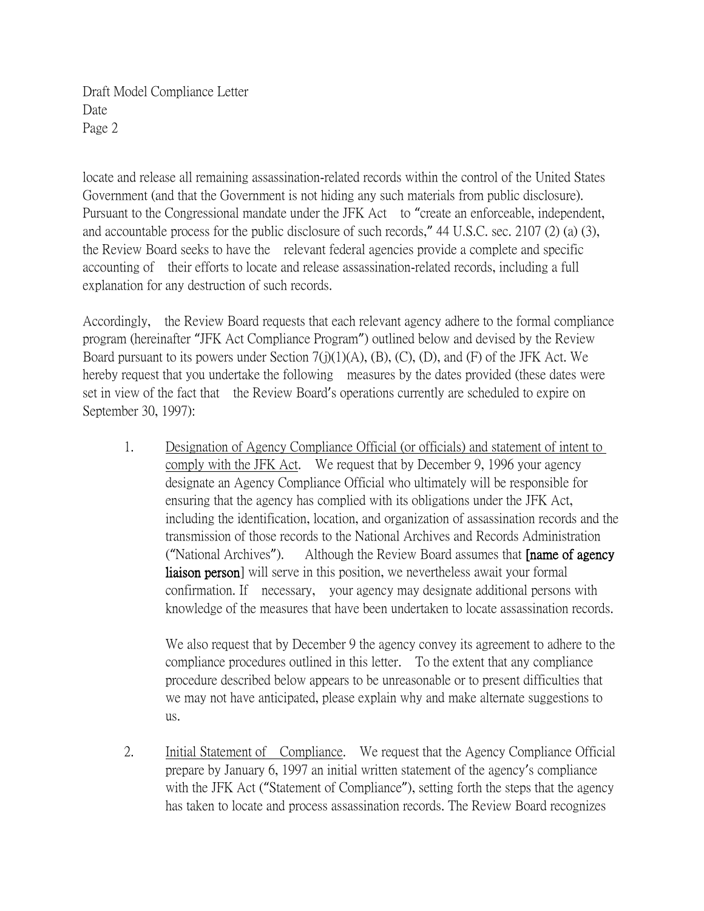locate and release all remaining assassination-related records within the control of the United States Government (and that the Government is not hiding any such materials from public disclosure). Pursuant to the Congressional mandate under the JFK Act to "create an enforceable, independent, and accountable process for the public disclosure of such records," 44 U.S.C. sec. 2107 (2) (a) (3), the Review Board seeks to have the relevant federal agencies provide a complete and specific accounting of their efforts to locate and release assassination-related records, including a full explanation for any destruction of such records.

Accordingly, the Review Board requests that each relevant agency adhere to the formal compliance program (hereinafter "JFK Act Compliance Program") outlined below and devised by the Review Board pursuant to its powers under Section 7(j)(1)(A), (B), (C), (D), and (F) of the JFK Act. We hereby request that you undertake the following measures by the dates provided (these dates were set in view of the fact that the Review Board's operations currently are scheduled to expire on September 30, 1997):

1. Designation of Agency Compliance Official (or officials) and statement of intent to comply with the JFK Act. We request that by December 9, 1996 your agency designate an Agency Compliance Official who ultimately will be responsible for ensuring that the agency has complied with its obligations under the JFK Act, including the identification, location, and organization of assassination records and the transmission of those records to the National Archives and Records Administration ("National Archives"). Although the Review Board assumes that **[name of agency liaison person]** will serve in this position, we nevertheless await your formal confirmation. If necessary, your agency may designate additional persons with knowledge of the measures that have been undertaken to locate assassination records.

   We also request that by December 9 the agency convey its agreement to adhere to the compliance procedures outlined in this letter. To the extent that any compliance procedure described below appears to be unreasonable or to present difficulties that we may not have anticipated, please explain why and make alternate suggestions to us.

2. Initial Statement of Compliance. We request that the Agency Compliance Official prepare by January 6, 1997 an initial written statement of the agency's compliance with the JFK Act ("Statement of Compliance"), setting forth the steps that the agency has taken to locate and process assassination records. The Review Board recognizes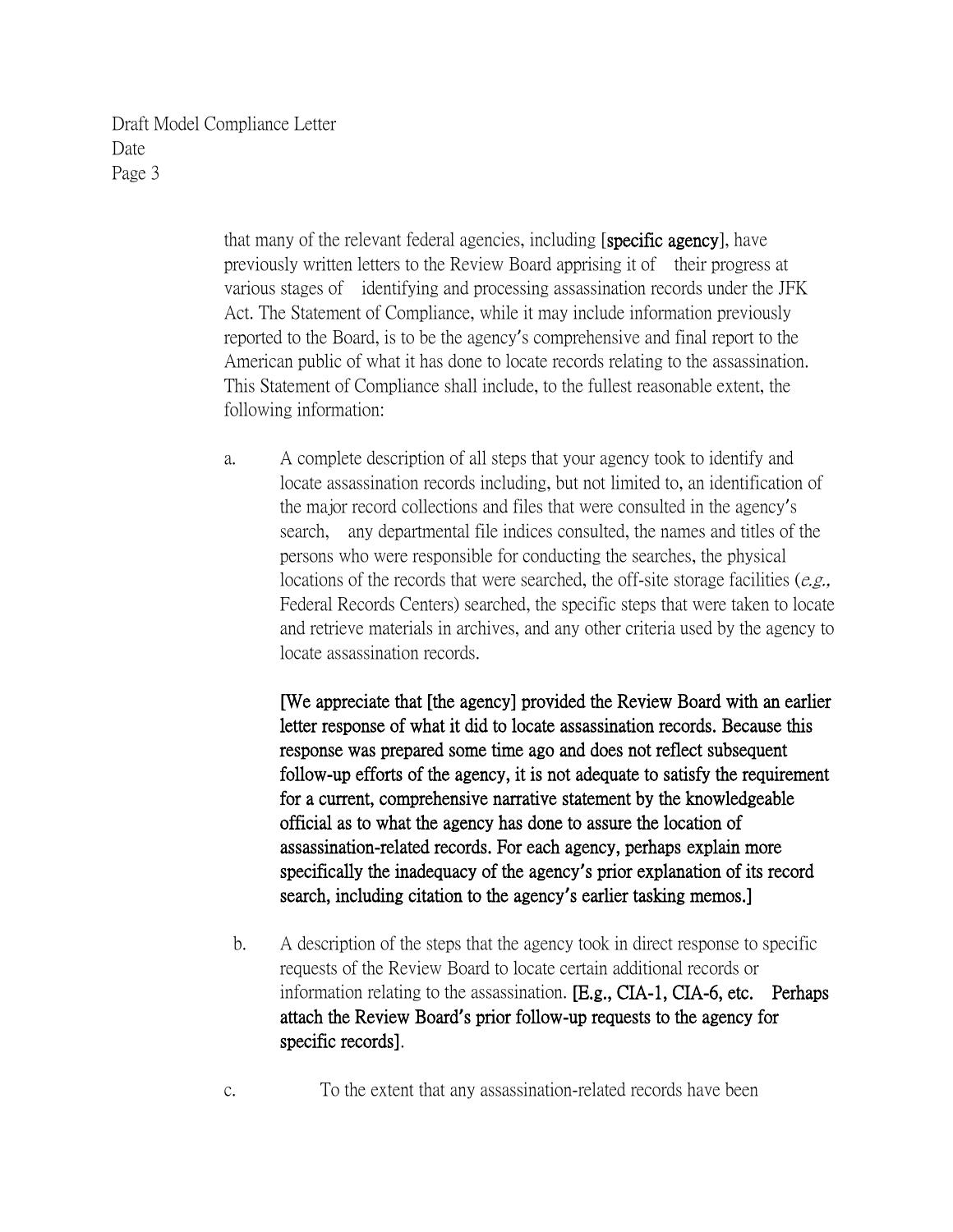that many of the relevant federal agencies, including [**specific agency**], have previously written letters to the Review Board apprising it of their progress at various stages of identifying and processing assassination records under the JFK Act. The Statement of Compliance, while it may include information previously reported to the Board, is to be the agency's comprehensive and final report to the American public of what it has done to locate records relating to the assassination. This Statement of Compliance shall include, to the fullest reasonable extent, the following information:

a. A complete description of all steps that your agency took to identify and locate assassination records including, but not limited to, an identification of the major record collections and files that were consulted in the agency's search, any departmental file indices consulted, the names and titles of the persons who were responsible for conducting the searches, the physical locations of the records that were searched, the off-site storage facilities (*e.g.,* Federal Records Centers) searched, the specific steps that were taken to locate and retrieve materials in archives, and any other criteria used by the agency to locate assassination records.

   **[We appreciate that [the agency] provided the Review Board with an earlier letter response of what it did to locate assassination records. Because this response was prepared some time ago and does not reflect subsequent follow-up efforts of the agency, it is not adequate to satisfy the requirement for a current, comprehensive narrative statement by the knowledgeable official as to what the agency has done to assure the location of assassination-related records. For each agency, perhaps explain more specifically the inadequacy of the agency's prior explanation of its record search, including citation to the agency's earlier tasking memos.]**

b. A description of the steps that the agency took in direct response to specific requests of the Review Board to locate certain additional records or information relating to the assassination. **[E.g., CIA-1, CIA-6, etc. Perhaps attach the Review Board's prior follow-up requests to the agency for specific records]**.

c. To the extent that any assassination-related records have been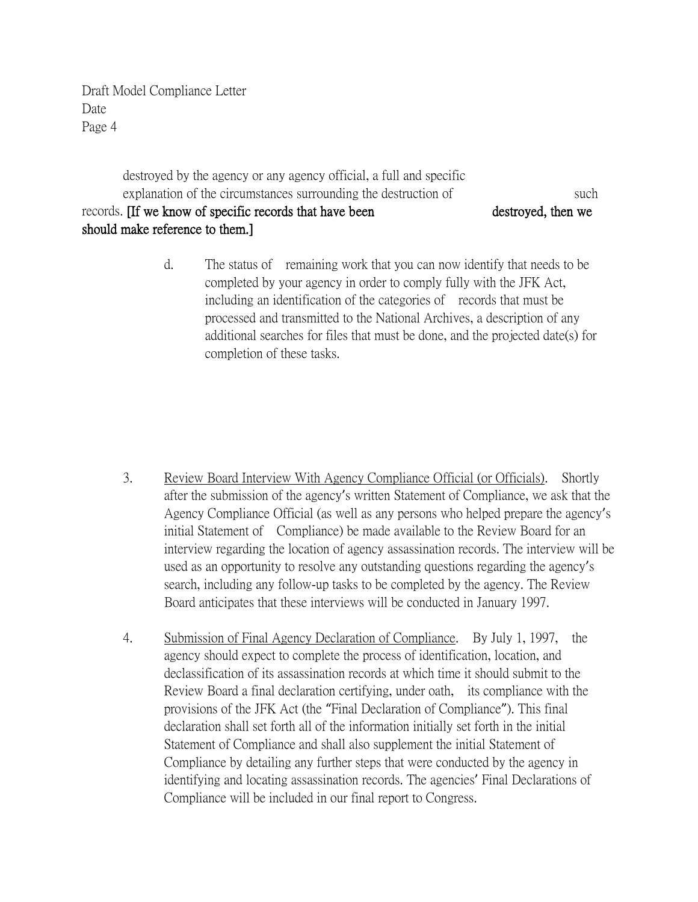destroyed by the agency or any agency official, a full and specific explanation of the circumstances surrounding the destruction of such records. **[If we know of specific records that have been destroyed, then we should make reference to them.]**

d. The status of remaining work that you can now identify that needs to be completed by your agency in order to comply fully with the JFK Act, including an identification of the categories of records that must be processed and transmitted to the National Archives, a description of any additional searches for files that must be done, and the projected date(s) for completion of these tasks.

3. Review Board Interview With Agency Compliance Official (or Officials). Shortly after the submission of the agency's written Statement of Compliance, we ask that the Agency Compliance Official (as well as any persons who helped prepare the agency's initial Statement of Compliance) be made available to the Review Board for an interview regarding the location of agency assassination records. The interview will be used as an opportunity to resolve any outstanding questions regarding the agency's search, including any follow-up tasks to be completed by the agency. The Review Board anticipates that these interviews will be conducted in January 1997.

4. Submission of Final Agency Declaration of Compliance. By July 1, 1997, the agency should expect to complete the process of identification, location, and declassification of its assassination records at which time it should submit to the Review Board a final declaration certifying, under oath, its compliance with the provisions of the JFK Act (the "Final Declaration of Compliance"). This final declaration shall set forth all of the information initially set forth in the initial Statement of Compliance and shall also supplement the initial Statement of Compliance by detailing any further steps that were conducted by the agency in identifying and locating assassination records. The agencies' Final Declarations of Compliance will be included in our final report to Congress.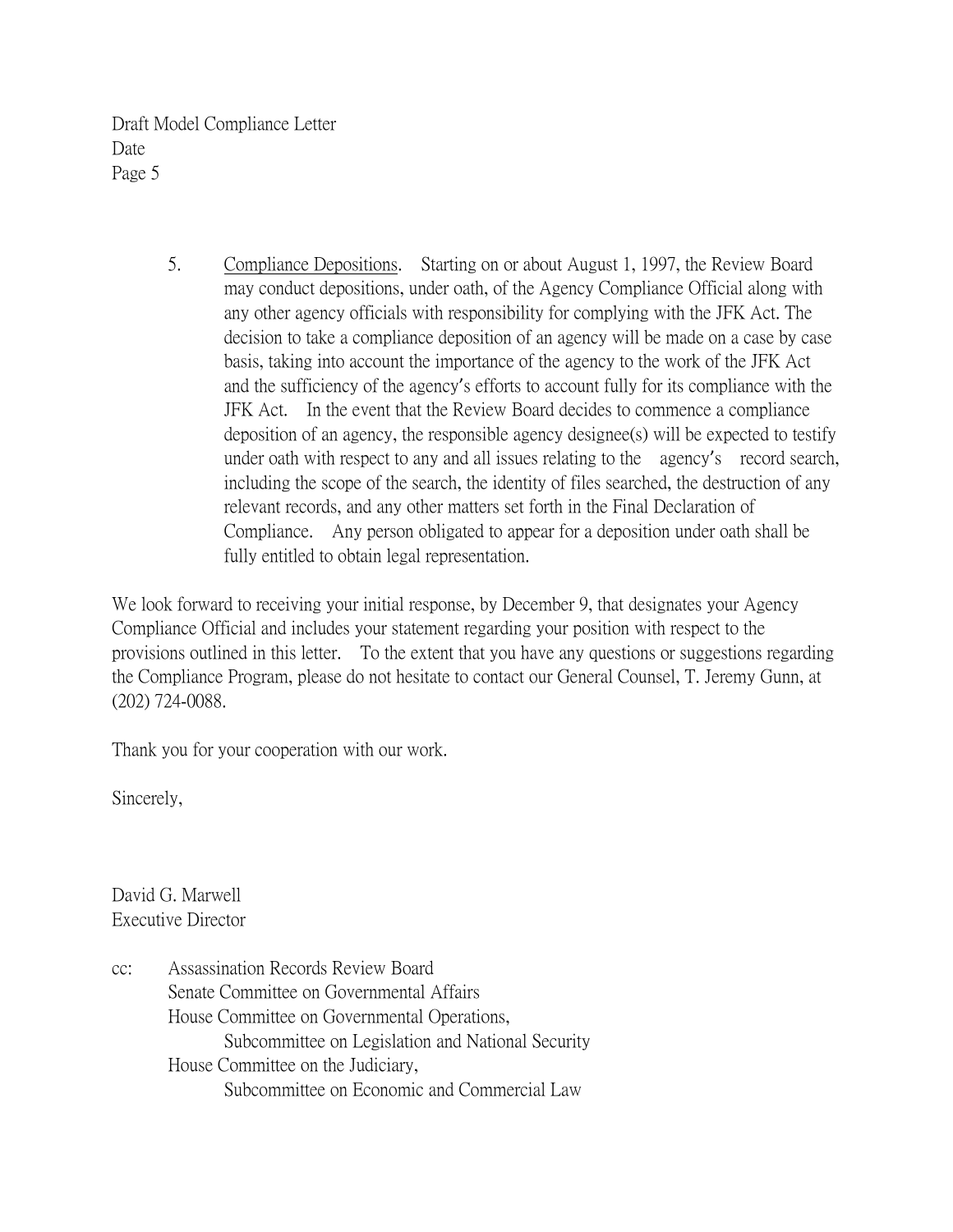5. Compliance Depositions. Starting on or about August 1, 1997, the Review Board may conduct depositions, under oath, of the Agency Compliance Official along with any other agency officials with responsibility for complying with the JFK Act. The decision to take a compliance deposition of an agency will be made on a case by case basis, taking into account the importance of the agency to the work of the JFK Act and the sufficiency of the agency's efforts to account fully for its compliance with the JFK Act. In the event that the Review Board decides to commence a compliance deposition of an agency, the responsible agency designee(s) will be expected to testify under oath with respect to any and all issues relating to the agency's record search, including the scope of the search, the identity of files searched, the destruction of any relevant records, and any other matters set forth in the Final Declaration of Compliance. Any person obligated to appear for a deposition under oath shall be fully entitled to obtain legal representation.

We look forward to receiving your initial response, by December 9, that designates your Agency Compliance Official and includes your statement regarding your position with respect to the provisions outlined in this letter. To the extent that you have any questions or suggestions regarding the Compliance Program, please do not hesitate to contact our General Counsel, T. Jeremy Gunn, at (202) 724-0088.

Thank you for your cooperation with our work.

Sincerely,

David G. Marwell
Executive Director

cc: Assassination Records Review Board
Senate Committee on Governmental Affairs
House Committee on Governmental Operations,
Subcommittee on Legislation and National Security
House Committee on the Judiciary,
Subcommittee on Economic and Commercial Law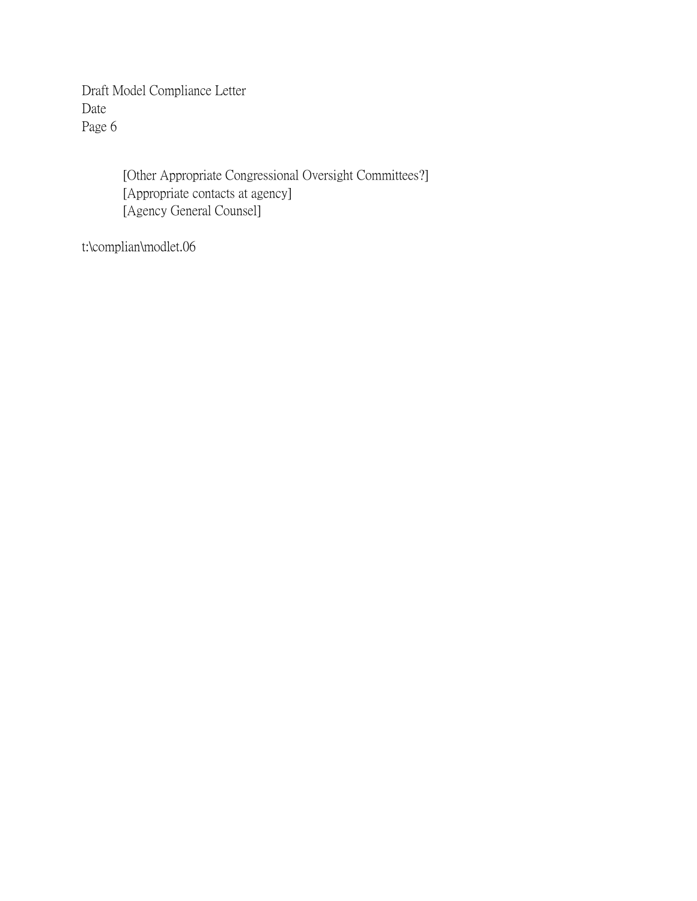[Other Appropriate Congressional Oversight Committees?]
[Appropriate contacts at agency]
[Agency General Counsel]

t:\complian\modlet.06